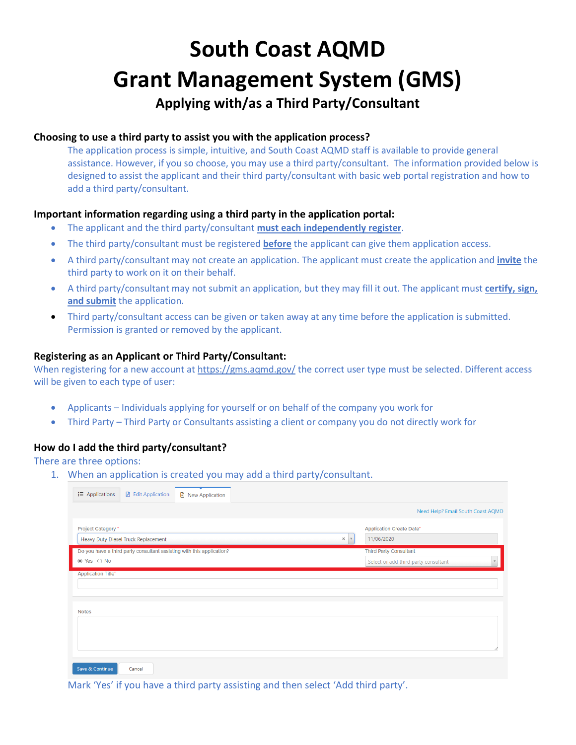# South Coast AQMD

# Grant Management System (GMS)

## Applying with/as a Third Party/Consultant

### Choosing to use a third party to assist you with the application process?

The application process is simple, intuitive, and South Coast AQMD staff is available to provide general assistance. However, if you so choose, you may use a third party/consultant. The information provided below is designed to assist the applicant and their third party/consultant with basic web portal registration and how to add a third party/consultant.

### Important information regarding using a third party in the application portal:

- The applicant and the third party/consultant **must each independently register**.
- The third party/consultant must be registered **before** the applicant can give them application access.
- A third party/consultant may not create an application. The applicant must create the application and **invite** the third party to work on it on their behalf.
- A third party/consultant may not submit an application, but they may fill it out. The applicant must **certify, sign, and submit** the application.
- Third party/consultant access can be given or taken away at any time before the application is submitted. Permission is granted or removed by the applicant.

### Registering as an Applicant or Third Party/Consultant:

When registering for a new account at https://gms.aqmd.gov/ the correct user type must be selected. Different access will be given to each type of user:

- Applicants – Individuals applying for yourself or on behalf of the company you work for
- Third Party – Third Party or Consultants assisting a client or company you do not directly work for

### How do I add the third party/consultant?

There are three options:

1. When an application is created you may add a third party/consultant.

Mark 'Yes' if you have a third party assisting and then select 'Add third party'.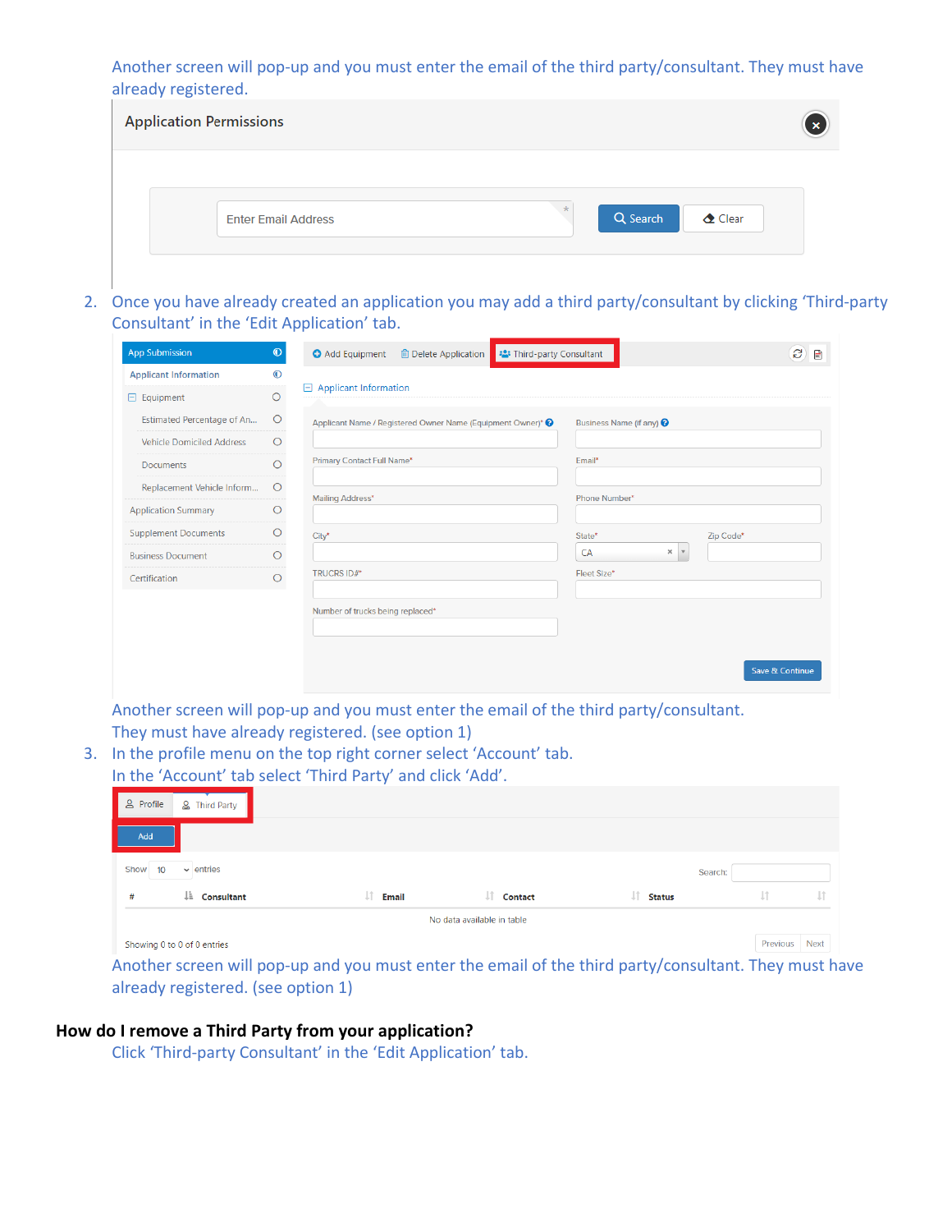Another screen will pop-up and you must enter the email of the third party/consultant. They must have already registered.

2. Once you have already created an application you may add a third party/consultant by clicking 'Third-party Consultant' in the 'Edit Application' tab.

   Another screen will pop-up and you must enter the email of the third party/consultant. They must have already registered. (see option 1)

3. In the profile menu on the top right corner select 'Account' tab. In the 'Account' tab select 'Third Party' and click 'Add'.

   Another screen will pop-up and you must enter the email of the third party/consultant. They must have already registered. (see option 1)

**How do I remove a Third Party from your application?**

Click 'Third-party Consultant' in the 'Edit Application' tab.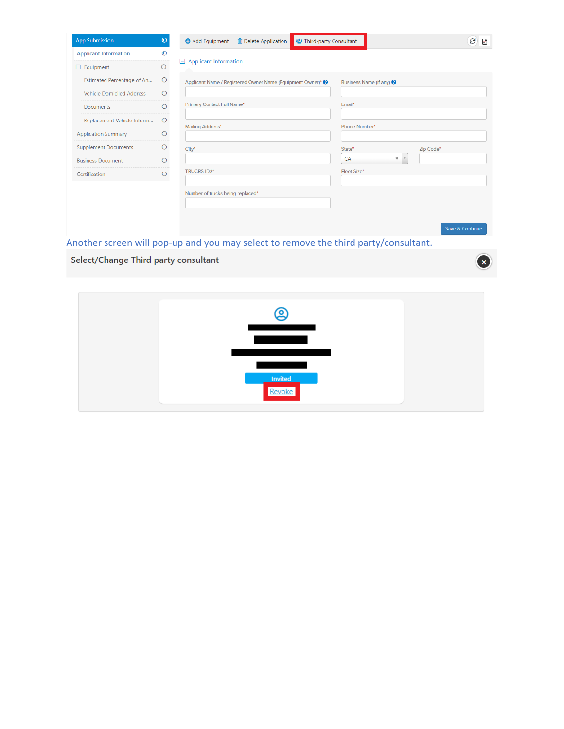App Submission

Applicant Information

Equipment

Estimated Percentage of An...

Vehicle Domiciled Address

Documents

Replacement Vehicle Inform...

Application Summary

Supplement Documents

Business Document

Certification

Add Equipment | Delete Application | Third-party Consultant

Applicant Information

Applicant Name / Registered Owner Name (Equipment Owner)*

Business Name (if any)

Primary Contact Full Name*

Email*

Mailing Address*

Phone Number*

City*

State*

CA

Zip Code*

TRUCRS ID#*

Fleet Size*

Number of trucks being replaced*

Save & Continue

Another screen will pop-up and you may select to remove the third party/consultant.

Select/Change Third party consultant

Invited

Revoke